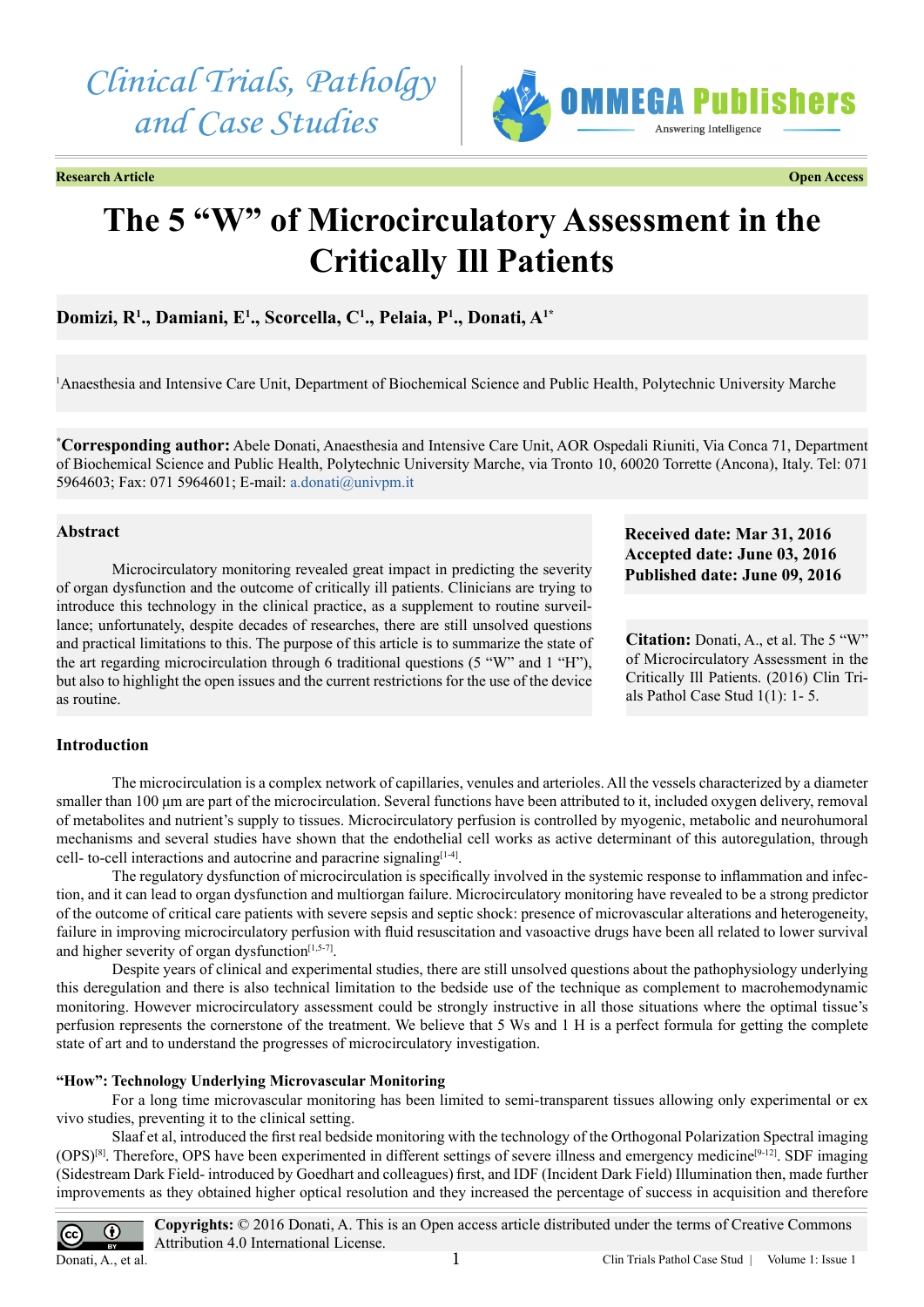Research Article | Open Access

# The 5 "W" of Microcirculatory Assessment in the Critically Ill Patients

**Domizi, R[1]., Damiani, E[1]., Scorcella, C[1]., Pelaia, P[1]., Donati, A[1*]**

[1]Anaesthesia and Intensive Care Unit, Department of Biochemical Science and Public Health, Polytechnic University Marche

[*]**Corresponding author:** Abele Donati, Anaesthesia and Intensive Care Unit, AOR Ospedali Riuniti, Via Conca 71, Department of Biochemical Science and Public Health, Polytechnic University Marche, via Tronto 10, 60020 Torrette (Ancona), Italy. Tel: 071 5964603; Fax: 071 5964601; E-mail: a.donati@univpm.it

**Received date: Mar 31, 2016**
**Accepted date: June 03, 2016**
**Published date: June 09, 2016**

**Citation:** Donati, A., et al. The 5 "W" of Microcirculatory Assessment in the Critically Ill Patients. (2016) Clin Trials Pathol Case Stud 1(1): 1- 5.

## Abstract

Microcirculatory monitoring revealed great impact in predicting the severity of organ dysfunction and the outcome of critically ill patients. Clinicians are trying to introduce this technology in the clinical practice, as a supplement to routine surveillance; unfortunately, despite decades of researches, there are still unsolved questions and practical limitations to this. The purpose of this article is to summarize the state of the art regarding microcirculation through 6 traditional questions (5 "W" and 1 "H"), but also to highlight the open issues and the current restrictions for the use of the device as routine.

## Introduction

The microcirculation is a complex network of capillaries, venules and arterioles. All the vessels characterized by a diameter smaller than 100 μm are part of the microcirculation. Several functions have been attributed to it, included oxygen delivery, removal of metabolites and nutrient's supply to tissues. Microcirculatory perfusion is controlled by myogenic, metabolic and neurohumoral mechanisms and several studies have shown that the endothelial cell works as active determinant of this autoregulation, through cell- to-cell interactions and autocrine and paracrine signaling[1-4].

The regulatory dysfunction of microcirculation is specifically involved in the systemic response to inflammation and infection, and it can lead to organ dysfunction and multiorgan failure. Microcirculatory monitoring have revealed to be a strong predictor of the outcome of critical care patients with severe sepsis and septic shock: presence of microvascular alterations and heterogeneity, failure in improving microcirculatory perfusion with fluid resuscitation and vasoactive drugs have been all related to lower survival and higher severity of organ dysfunction[1,5-7].

Despite years of clinical and experimental studies, there are still unsolved questions about the pathophysiology underlying this deregulation and there is also technical limitation to the bedside use of the technique as complement to macrohemodynamic monitoring. However microcirculatory assessment could be strongly instructive in all those situations where the optimal tissue's perfusion represents the cornerstone of the treatment. We believe that 5 Ws and 1 H is a perfect formula for getting the complete state of art and to understand the progresses of microcirculatory investigation.

### "How": Technology Underlying Microvascular Monitoring

For a long time microvascular monitoring has been limited to semi-transparent tissues allowing only experimental or ex vivo studies, preventing it to the clinical setting.

Slaaf et al, introduced the first real bedside monitoring with the technology of the Orthogonal Polarization Spectral imaging (OPS)[8]. Therefore, OPS have been experimented in different settings of severe illness and emergency medicine[9-12]. SDF imaging (Sidestream Dark Field- introduced by Goedhart and colleagues) first, and IDF (Incident Dark Field) Illumination then, made further improvements as they obtained higher optical resolution and they increased the percentage of success in acquisition and therefore

**Copyrights:** © 2016 Donati, A. This is an Open access article distributed under the terms of Creative Commons Attribution 4.0 International License.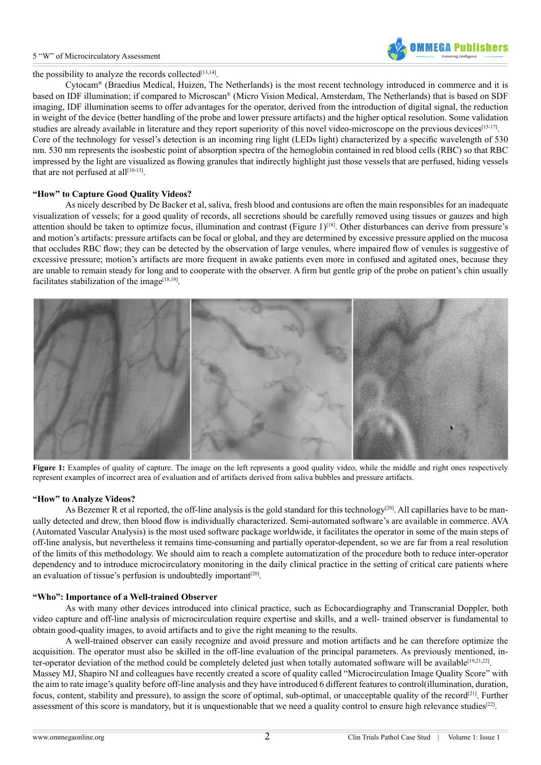the possibility to analyze the records collected[13,14].

Cytocam® (Braedius Medical, Huizen, The Netherlands) is the most recent technology introduced in commerce and it is based on IDF illumination; if compared to Microscan® (Micro Vision Medical, Amsterdam, The Netherlands) that is based on SDF imaging, IDF illumination seems to offer advantages for the operator, derived from the introduction of digital signal, the reduction in weight of the device (better handling of the probe and lower pressure artifacts) and the higher optical resolution. Some validation studies are already available in literature and they report superiority of this novel video-microscope on the previous devices[15-17]. Core of the technology for vessel's detection is an incoming ring light (LEDs light) characterized by a specific wavelength of 530 nm. 530 nm represents the isosbestic point of absorption spectra of the hemoglobin contained in red blood cells (RBC) so that RBC impressed by the light are visualized as flowing granules that indirectly highlight just those vessels that are perfused, hiding vessels that are not perfused at all[10-13].

### "How" to Capture Good Quality Videos?

As nicely described by De Backer et al, saliva, fresh blood and contusions are often the main responsibles for an inadequate visualization of vessels; for a good quality of records, all secretions should be carefully removed using tissues or gauzes and high attention should be taken to optimize focus, illumination and contrast (Figure 1)[18]. Other disturbances can derive from pressure's and motion's artifacts: pressure artifacts can be focal or global, and they are determined by excessive pressure applied on the mucosa that occludes RBC flow; they can be detected by the observation of large venules, where impaired flow of venules is suggestive of excessive pressure; motion's artifacts are more frequent in awake patients even more in confused and agitated ones, because they are unable to remain steady for long and to cooperate with the observer. A firm but gentle grip of the probe on patient's chin usually facilitates stabilization of the image[18,19].

**Figure 1:** Examples of quality of capture. The image on the left represents a good quality video, while the middle and right ones respectively represent examples of incorrect area of evaluation and of artifacts derived from saliva bubbles and pressure artifacts.

### "How" to Analyze Videos?

As Bezemer R et al reported, the off-line analysis is the gold standard for this technology[20]. All capillaries have to be manually detected and drew, then blood flow is individually characterized. Semi-automated software's are available in commerce. AVA (Automated Vascular Analysis) is the most used software package worldwide, it facilitates the operator in some of the main steps of off-line analysis, but nevertheless it remains time-consuming and partially operator-dependent, so we are far from a real resolution of the limits of this methodology. We should aim to reach a complete automatization of the procedure both to reduce inter-operator dependency and to introduce microcirculatory monitoring in the daily clinical practice in the setting of critical care patients where an evaluation of tissue's perfusion is undoubtedly important[20].

### "Who": Importance of a Well-trained Observer

As with many other devices introduced into clinical practice, such as Echocardiography and Transcranial Doppler, both video capture and off-line analysis of microcirculation require expertise and skills, and a well- trained observer is fundamental to obtain good-quality images, to avoid artifacts and to give the right meaning to the results.

A well-trained observer can easily recognize and avoid pressure and motion artifacts and he can therefore optimize the acquisition. The operator must also be skilled in the off-line evaluation of the principal parameters. As previously mentioned, inter-operator deviation of the method could be completely deleted just when totally automated software will be available[19,21,22]. Massey MJ, Shapiro NI and colleagues have recently created a score of quality called "Microcirculation Image Quality Score" with the aim to rate image's quality before off-line analysis and they have introduced 6 different features to control(illumination, duration, focus, content, stability and pressure), to assign the score of optimal, sub-optimal, or unacceptable quality of the record[21]. Further assessment of this score is mandatory, but it is unquestionable that we need a quality control to ensure high relevance studies[22].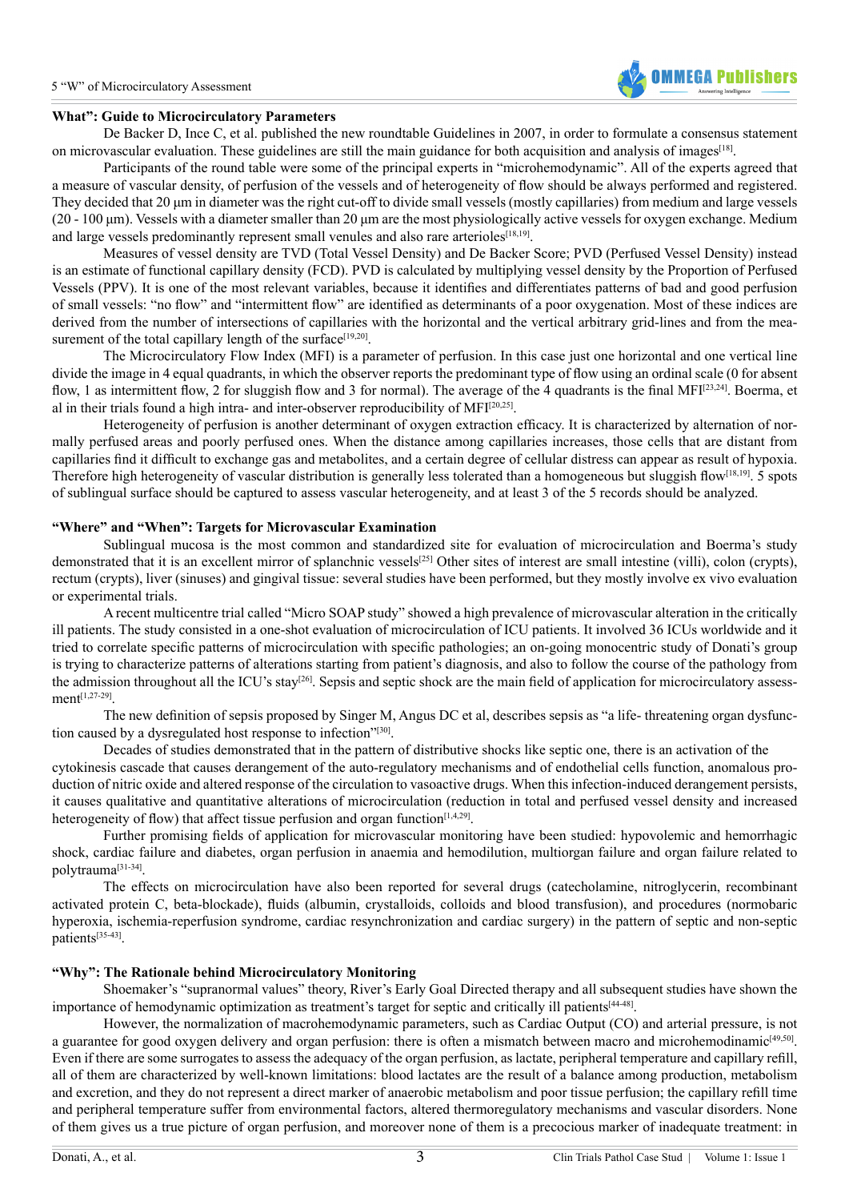**What": Guide to Microcirculatory Parameters**

De Backer D, Ince C, et al. published the new roundtable Guidelines in 2007, in order to formulate a consensus statement on microvascular evaluation. These guidelines are still the main guidance for both acquisition and analysis of images[18].

Participants of the round table were some of the principal experts in "microhemodynamic". All of the experts agreed that a measure of vascular density, of perfusion of the vessels and of heterogeneity of flow should be always performed and registered. They decided that 20 μm in diameter was the right cut-off to divide small vessels (mostly capillaries) from medium and large vessels (20 - 100 μm). Vessels with a diameter smaller than 20 μm are the most physiologically active vessels for oxygen exchange. Medium and large vessels predominantly represent small venules and also rare arterioles[18,19].

Measures of vessel density are TVD (Total Vessel Density) and De Backer Score; PVD (Perfused Vessel Density) instead is an estimate of functional capillary density (FCD). PVD is calculated by multiplying vessel density by the Proportion of Perfused Vessels (PPV). It is one of the most relevant variables, because it identifies and differentiates patterns of bad and good perfusion of small vessels: "no flow" and "intermittent flow" are identified as determinants of a poor oxygenation. Most of these indices are derived from the number of intersections of capillaries with the horizontal and the vertical arbitrary grid-lines and from the measurement of the total capillary length of the surface[19,20].

The Microcirculatory Flow Index (MFI) is a parameter of perfusion. In this case just one horizontal and one vertical line divide the image in 4 equal quadrants, in which the observer reports the predominant type of flow using an ordinal scale (0 for absent flow, 1 as intermittent flow, 2 for sluggish flow and 3 for normal). The average of the 4 quadrants is the final MFI[23,24]. Boerma, et al in their trials found a high intra- and inter-observer reproducibility of MFI[20,25].

Heterogeneity of perfusion is another determinant of oxygen extraction efficacy. It is characterized by alternation of normally perfused areas and poorly perfused ones. When the distance among capillaries increases, those cells that are distant from capillaries find it difficult to exchange gas and metabolites, and a certain degree of cellular distress can appear as result of hypoxia. Therefore high heterogeneity of vascular distribution is generally less tolerated than a homogeneous but sluggish flow[18,19]. 5 spots of sublingual surface should be captured to assess vascular heterogeneity, and at least 3 of the 5 records should be analyzed.

**"Where" and "When": Targets for Microvascular Examination**

Sublingual mucosa is the most common and standardized site for evaluation of microcirculation and Boerma's study demonstrated that it is an excellent mirror of splanchnic vessels[25] Other sites of interest are small intestine (villi), colon (crypts), rectum (crypts), liver (sinuses) and gingival tissue: several studies have been performed, but they mostly involve ex vivo evaluation or experimental trials.

A recent multicentre trial called "Micro SOAP study" showed a high prevalence of microvascular alteration in the critically ill patients. The study consisted in a one-shot evaluation of microcirculation of ICU patients. It involved 36 ICUs worldwide and it tried to correlate specific patterns of microcirculation with specific pathologies; an on-going monocentric study of Donati's group is trying to characterize patterns of alterations starting from patient's diagnosis, and also to follow the course of the pathology from the admission throughout all the ICU's stay[26]. Sepsis and septic shock are the main field of application for microcirculatory assessment[1,27-29].

The new definition of sepsis proposed by Singer M, Angus DC et al, describes sepsis as "a life- threatening organ dysfunction caused by a dysregulated host response to infection"[30].

Decades of studies demonstrated that in the pattern of distributive shocks like septic one, there is an activation of the cytokinesis cascade that causes derangement of the auto-regulatory mechanisms and of endothelial cells function, anomalous production of nitric oxide and altered response of the circulation to vasoactive drugs. When this infection-induced derangement persists, it causes qualitative and quantitative alterations of microcirculation (reduction in total and perfused vessel density and increased heterogeneity of flow) that affect tissue perfusion and organ function[1,4,29].

Further promising fields of application for microvascular monitoring have been studied: hypovolemic and hemorrhagic shock, cardiac failure and diabetes, organ perfusion in anaemia and hemodilution, multiorgan failure and organ failure related to polytrauma[31-34].

The effects on microcirculation have also been reported for several drugs (catecholamine, nitroglycerin, recombinant activated protein C, beta-blockade), fluids (albumin, crystalloids, colloids and blood transfusion), and procedures (normobaric hyperoxia, ischemia-reperfusion syndrome, cardiac resynchronization and cardiac surgery) in the pattern of septic and non-septic patients[35-43].

**"Why": The Rationale behind Microcirculatory Monitoring**

Shoemaker's "supranormal values" theory, River's Early Goal Directed therapy and all subsequent studies have shown the importance of hemodynamic optimization as treatment's target for septic and critically ill patients[44-48].

However, the normalization of macrohemodynamic parameters, such as Cardiac Output (CO) and arterial pressure, is not a guarantee for good oxygen delivery and organ perfusion: there is often a mismatch between macro and microhemodinamic[49,50]. Even if there are some surrogates to assess the adequacy of the organ perfusion, as lactate, peripheral temperature and capillary refill, all of them are characterized by well-known limitations: blood lactates are the result of a balance among production, metabolism and excretion, and they do not represent a direct marker of anaerobic metabolism and poor tissue perfusion; the capillary refill time and peripheral temperature suffer from environmental factors, altered thermoregulatory mechanisms and vascular disorders. None of them gives us a true picture of organ perfusion, and moreover none of them is a precocious marker of inadequate treatment: in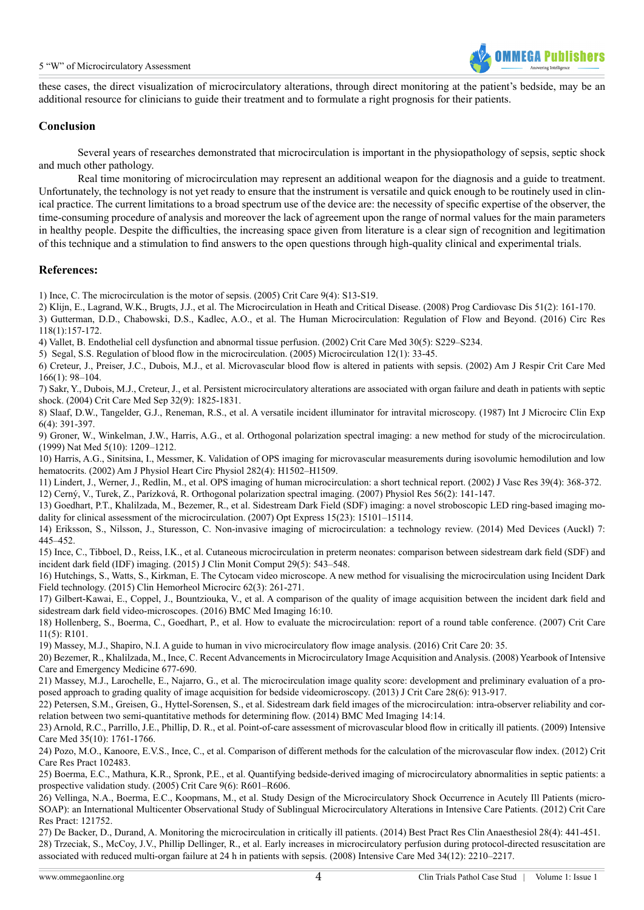these cases, the direct visualization of microcirculatory alterations, through direct monitoring at the patient's bedside, may be an additional resource for clinicians to guide their treatment and to formulate a right prognosis for their patients.

## Conclusion

Several years of researches demonstrated that microcirculation is important in the physiopathology of sepsis, septic shock and much other pathology.

Real time monitoring of microcirculation may represent an additional weapon for the diagnosis and a guide to treatment. Unfortunately, the technology is not yet ready to ensure that the instrument is versatile and quick enough to be routinely used in clinical practice. The current limitations to a broad spectrum use of the device are: the necessity of specific expertise of the observer, the time-consuming procedure of analysis and moreover the lack of agreement upon the range of normal values for the main parameters in healthy people. Despite the difficulties, the increasing space given from literature is a clear sign of recognition and legitimation of this technique and a stimulation to find answers to the open questions through high-quality clinical and experimental trials.

## References:

1) Ince, C. The microcirculation is the motor of sepsis. (2005) Crit Care 9(4): S13-S19.

2) Klijn, E., Lagrand, W.K., Brugts, J.J., et al. The Microcirculation in Heath and Critical Disease. (2008) Prog Cardiovasc Dis 51(2): 161-170.

3) Gutterman, D.D., Chabowski, D.S., Kadlec, A.O., et al. The Human Microcirculation: Regulation of Flow and Beyond. (2016) Circ Res 118(1):157-172.

4) Vallet, B. Endothelial cell dysfunction and abnormal tissue perfusion. (2002) Crit Care Med 30(5): S229–S234.

5) Segal, S.S. Regulation of blood flow in the microcirculation. (2005) Microcirculation 12(1): 33-45.

6) Creteur, J., Preiser, J.C., Dubois, M.J., et al. Microvascular blood flow is altered in patients with sepsis. (2002) Am J Respir Crit Care Med 166(1): 98–104.

7) Sakr, Y., Dubois, M.J., Creteur, J., et al. Persistent microcirculatory alterations are associated with organ failure and death in patients with septic shock. (2004) Crit Care Med Sep 32(9): 1825-1831.

8) Slaaf, D.W., Tangelder, G.J., Reneman, R.S., et al. A versatile incident illuminator for intravital microscopy. (1987) Int J Microcirc Clin Exp 6(4): 391-397.

9) Groner, W., Winkelman, J.W., Harris, A.G., et al. Orthogonal polarization spectral imaging: a new method for study of the microcirculation. (1999) Nat Med 5(10): 1209–1212.

10) Harris, A.G., Sinitsina, I., Messmer, K. Validation of OPS imaging for microvascular measurements during isovolumic hemodilution and low hematocrits. (2002) Am J Physiol Heart Circ Physiol 282(4): H1502–H1509.

11) Lindert, J., Werner, J., Redlin, M., et al. OPS imaging of human microcirculation: a short technical report. (2002) J Vasc Res 39(4): 368-372.

12) Cerný, V., Turek, Z., Parízková, R. Orthogonal polarization spectral imaging. (2007) Physiol Res 56(2): 141-147.

13) Goedhart, P.T., Khalilzada, M., Bezemer, R., et al. Sidestream Dark Field (SDF) imaging: a novel stroboscopic LED ring-based imaging modality for clinical assessment of the microcirculation. (2007) Opt Express 15(23): 15101–15114.

14) Eriksson, S., Nilsson, J., Sturesson, C. Non-invasive imaging of microcirculation: a technology review. (2014) Med Devices (Auckl) 7: 445–452.

15) Ince, C., Tibboel, D., Reiss, I.K., et al. Cutaneous microcirculation in preterm neonates: comparison between sidestream dark field (SDF) and incident dark field (IDF) imaging. (2015) J Clin Monit Comput 29(5): 543–548.

16) Hutchings, S., Watts, S., Kirkman, E. The Cytocam video microscope. A new method for visualising the microcirculation using Incident Dark Field technology. (2015) Clin Hemorheol Microcirc 62(3): 261-271.

17) Gilbert-Kawai, E., Coppel, J., Bountziouka, V., et al. A comparison of the quality of image acquisition between the incident dark field and sidestream dark field video-microscopes. (2016) BMC Med Imaging 16:10.

18) Hollenberg, S., Boerma, C., Goedhart, P., et al. How to evaluate the microcirculation: report of a round table conference. (2007) Crit Care 11(5): R101.

19) Massey, M.J., Shapiro, N.I. A guide to human in vivo microcirculatory flow image analysis. (2016) Crit Care 20: 35.

20) Bezemer, R., Khalilzada, M., Ince, C. Recent Advancements in Microcirculatory Image Acquisition and Analysis. (2008) Yearbook of Intensive Care and Emergency Medicine 677-690.

21) Massey, M.J., Larochelle, E., Najarro, G., et al. The microcirculation image quality score: development and preliminary evaluation of a proposed approach to grading quality of image acquisition for bedside videomicroscopy. (2013) J Crit Care 28(6): 913-917.

22) Petersen, S.M., Greisen, G., Hyttel-Sorensen, S., et al. Sidestream dark field images of the microcirculation: intra-observer reliability and correlation between two semi-quantitative methods for determining flow. (2014) BMC Med Imaging 14:14.

23) Arnold, R.C., Parrillo, J.E., Phillip, D. R., et al. Point-of-care assessment of microvascular blood flow in critically ill patients. (2009) Intensive Care Med 35(10): 1761-1766.

24) Pozo, M.O., Kanoore, E.V.S., Ince, C., et al. Comparison of different methods for the calculation of the microvascular flow index. (2012) Crit Care Res Pract 102483.

25) Boerma, E.C., Mathura, K.R., Spronk, P.E., et al. Quantifying bedside-derived imaging of microcirculatory abnormalities in septic patients: a prospective validation study. (2005) Crit Care 9(6): R601–R606.

26) Vellinga, N.A., Boerma, E.C., Koopmans, M., et al. Study Design of the Microcirculatory Shock Occurrence in Acutely Ill Patients (microSOAP): an International Multicenter Observational Study of Sublingual Microcirculatory Alterations in Intensive Care Patients. (2012) Crit Care Res Pract: 121752.

27) De Backer, D., Durand, A. Monitoring the microcirculation in critically ill patients. (2014) Best Pract Res Clin Anaesthesiol 28(4): 441-451.

28) Trzeciak, S., McCoy, J.V., Phillip Dellinger, R., et al. Early increases in microcirculatory perfusion during protocol-directed resuscitation are associated with reduced multi-organ failure at 24 h in patients with sepsis. (2008) Intensive Care Med 34(12): 2210–2217.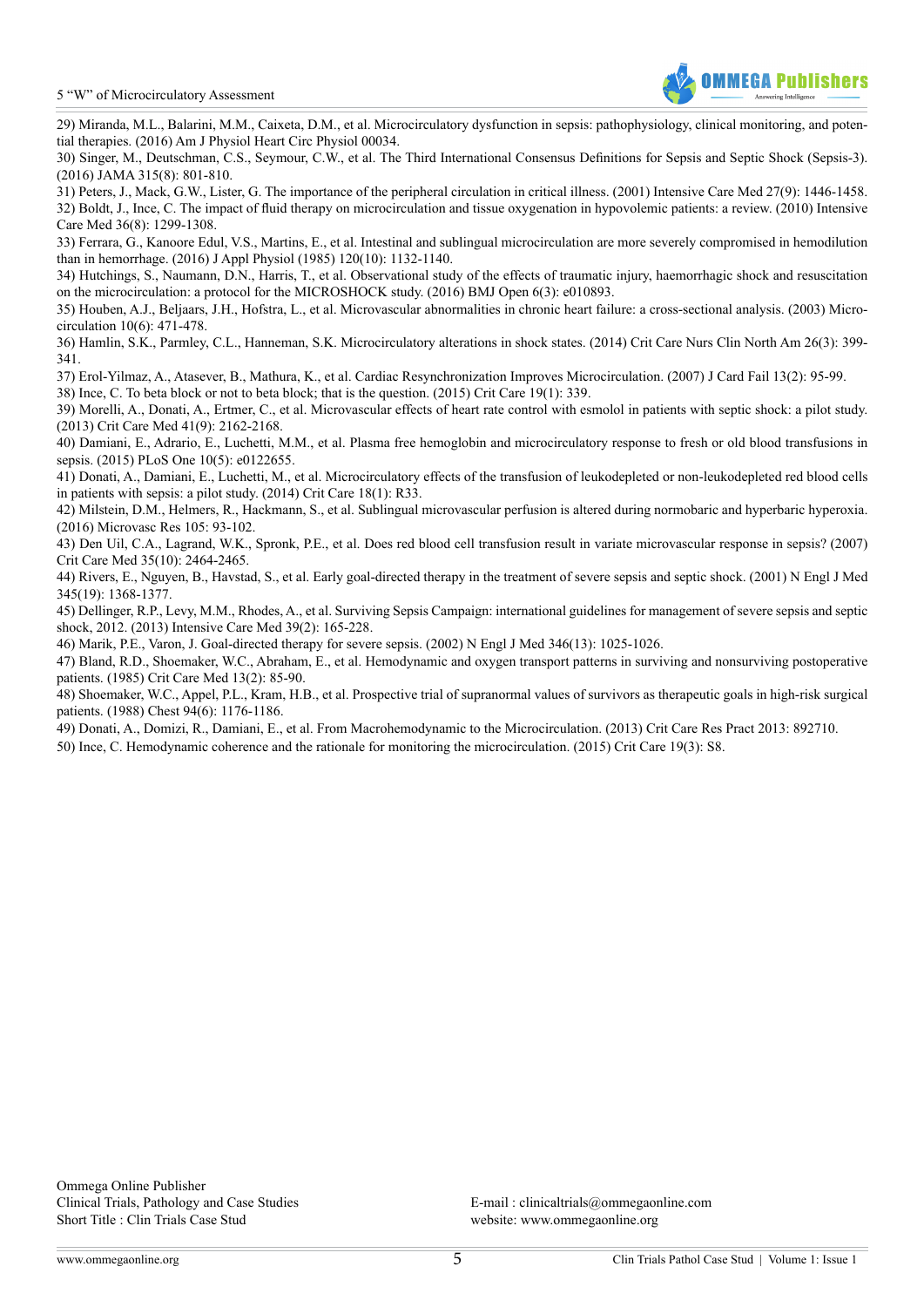29) Miranda, M.L., Balarini, M.M., Caixeta, D.M., et al. Microcirculatory dysfunction in sepsis: pathophysiology, clinical monitoring, and potential therapies. (2016) Am J Physiol Heart Circ Physiol 00034.

30) Singer, M., Deutschman, C.S., Seymour, C.W., et al. The Third International Consensus Definitions for Sepsis and Septic Shock (Sepsis-3). (2016) JAMA 315(8): 801-810.

31) Peters, J., Mack, G.W., Lister, G. The importance of the peripheral circulation in critical illness. (2001) Intensive Care Med 27(9): 1446-1458.

32) Boldt, J., Ince, C. The impact of fluid therapy on microcirculation and tissue oxygenation in hypovolemic patients: a review. (2010) Intensive Care Med 36(8): 1299-1308.

33) Ferrara, G., Kanoore Edul, V.S., Martins, E., et al. Intestinal and sublingual microcirculation are more severely compromised in hemodilution than in hemorrhage. (2016) J Appl Physiol (1985) 120(10): 1132-1140.

34) Hutchings, S., Naumann, D.N., Harris, T., et al. Observational study of the effects of traumatic injury, haemorrhagic shock and resuscitation on the microcirculation: a protocol for the MICROSHOCK study. (2016) BMJ Open 6(3): e010893.

35) Houben, A.J., Beljaars, J.H., Hofstra, L., et al. Microvascular abnormalities in chronic heart failure: a cross-sectional analysis. (2003) Microcirculation 10(6): 471-478.

36) Hamlin, S.K., Parmley, C.L., Hanneman, S.K. Microcirculatory alterations in shock states. (2014) Crit Care Nurs Clin North Am 26(3): 399-341.

37) Erol-Yilmaz, A., Atasever, B., Mathura, K., et al. Cardiac Resynchronization Improves Microcirculation. (2007) J Card Fail 13(2): 95-99.

38) Ince, C. To beta block or not to beta block; that is the question. (2015) Crit Care 19(1): 339.

39) Morelli, A., Donati, A., Ertmer, C., et al. Microvascular effects of heart rate control with esmolol in patients with septic shock: a pilot study. (2013) Crit Care Med 41(9): 2162-2168.

40) Damiani, E., Adrario, E., Luchetti, M.M., et al. Plasma free hemoglobin and microcirculatory response to fresh or old blood transfusions in sepsis. (2015) PLoS One 10(5): e0122655.

41) Donati, A., Damiani, E., Luchetti, M., et al. Microcirculatory effects of the transfusion of leukodepleted or non-leukodepleted red blood cells in patients with sepsis: a pilot study. (2014) Crit Care 18(1): R33.

42) Milstein, D.M., Helmers, R., Hackmann, S., et al. Sublingual microvascular perfusion is altered during normobaric and hyperbaric hyperoxia. (2016) Microvasc Res 105: 93-102.

43) Den Uil, C.A., Lagrand, W.K., Spronk, P.E., et al. Does red blood cell transfusion result in variate microvascular response in sepsis? (2007) Crit Care Med 35(10): 2464-2465.

44) Rivers, E., Nguyen, B., Havstad, S., et al. Early goal-directed therapy in the treatment of severe sepsis and septic shock. (2001) N Engl J Med 345(19): 1368-1377.

45) Dellinger, R.P., Levy, M.M., Rhodes, A., et al. Surviving Sepsis Campaign: international guidelines for management of severe sepsis and septic shock, 2012. (2013) Intensive Care Med 39(2): 165-228.

46) Marik, P.E., Varon, J. Goal-directed therapy for severe sepsis. (2002) N Engl J Med 346(13): 1025-1026.

47) Bland, R.D., Shoemaker, W.C., Abraham, E., et al. Hemodynamic and oxygen transport patterns in surviving and nonsurviving postoperative patients. (1985) Crit Care Med 13(2): 85-90.

48) Shoemaker, W.C., Appel, P.L., Kram, H.B., et al. Prospective trial of supranormal values of survivors as therapeutic goals in high-risk surgical patients. (1988) Chest 94(6): 1176-1186.

49) Donati, A., Domizi, R., Damiani, E., et al. From Macrohemodynamic to the Microcirculation. (2013) Crit Care Res Pract 2013: 892710.

50) Ince, C. Hemodynamic coherence and the rationale for monitoring the microcirculation. (2015) Crit Care 19(3): S8.

Ommega Online Publisher
Clinical Trials, Pathology and Case Studies
Short Title : Clin Trials Case Stud

E-mail : clinicaltrials@ommegaonline.com
website: www.ommegaonline.org